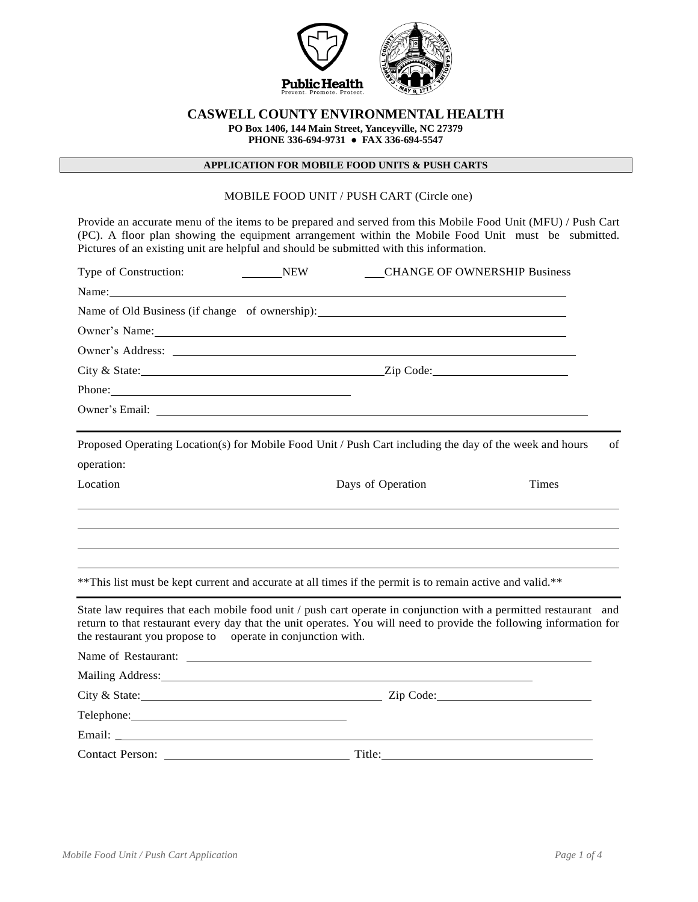# CASWELL COUNTY ENVIRONMENTAL HEALTH

**PO Box 1406, 144 Main Street, Yanceyville, NC 27379**
**PHONE 336-694-9731 ● FAX 336-694-5547**

## APPLICATION FOR MOBILE FOOD UNITS & PUSH CARTS

MOBILE FOOD UNIT / PUSH CART (Circle one)

Provide an accurate menu of the items to be prepared and served from this Mobile Food Unit (MFU) / Push Cart (PC). A floor plan showing the equipment arrangement within the Mobile Food Unit must be submitted. Pictures of an existing unit are helpful and should be submitted with this information.

Type of Construction: ______NEW ___CHANGE OF OWNERSHIP Business

Name: ____________________________________________

Name of Old Business (if change of ownership): ____________________________________________

Owner's Name: ____________________________________________

Owner's Address: ____________________________________________

City & State: ______________________ Zip Code: ______________________

Phone: ______________________

Owner's Email: ____________________________________________

---

Proposed Operating Location(s) for Mobile Food Unit / Push Cart including the day of the week and hours of operation:

| Location | Days of Operation | Times |
|---|---|---|
| | | |
| | | |
| | | |
| | | |

**This list must be kept current and accurate at all times if the permit is to remain active and valid.**

---

State law requires that each mobile food unit / push cart operate in conjunction with a permitted restaurant and return to that restaurant every day that the unit operates. You will need to provide the following information for the restaurant you propose to operate in conjunction with.

Name of Restaurant: ____________________________________________

Mailing Address: ____________________________________________

City & State: ______________________ Zip Code: ______________________

Telephone: ______________________

Email: ____________________________________________

Contact Person: ______________________ Title: ______________________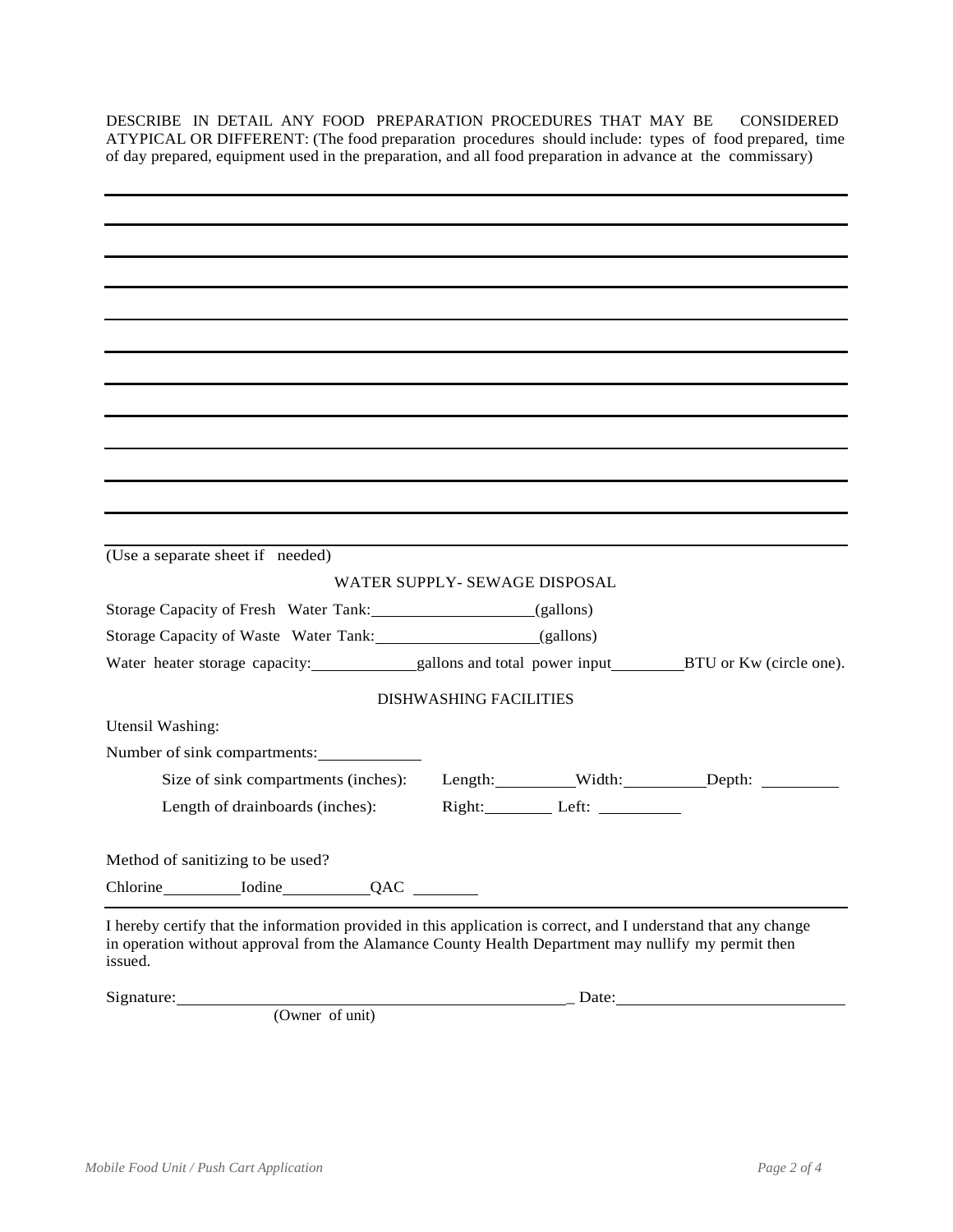DESCRIBE IN DETAIL ANY FOOD PREPARATION PROCEDURES THAT MAY BE CONSIDERED ATYPICAL OR DIFFERENT: (The food preparation procedures should include: types of food prepared, time of day prepared, equipment used in the preparation, and all food preparation in advance at the commissary)

\_\_\_\_\_\_\_\_\_\_\_\_\_\_\_\_\_\_\_\_\_\_\_\_\_\_\_\_\_\_\_\_\_\_\_\_\_\_\_\_\_\_\_\_\_\_\_\_\_\_\_\_\_\_\_\_\_\_\_\_\_\_\_\_\_\_\_\_\_\_\_\_

\_\_\_\_\_\_\_\_\_\_\_\_\_\_\_\_\_\_\_\_\_\_\_\_\_\_\_\_\_\_\_\_\_\_\_\_\_\_\_\_\_\_\_\_\_\_\_\_\_\_\_\_\_\_\_\_\_\_\_\_\_\_\_\_\_\_\_\_\_\_\_\_

\_\_\_\_\_\_\_\_\_\_\_\_\_\_\_\_\_\_\_\_\_\_\_\_\_\_\_\_\_\_\_\_\_\_\_\_\_\_\_\_\_\_\_\_\_\_\_\_\_\_\_\_\_\_\_\_\_\_\_\_\_\_\_\_\_\_\_\_\_\_\_\_

\_\_\_\_\_\_\_\_\_\_\_\_\_\_\_\_\_\_\_\_\_\_\_\_\_\_\_\_\_\_\_\_\_\_\_\_\_\_\_\_\_\_\_\_\_\_\_\_\_\_\_\_\_\_\_\_\_\_\_\_\_\_\_\_\_\_\_\_\_\_\_\_

\_\_\_\_\_\_\_\_\_\_\_\_\_\_\_\_\_\_\_\_\_\_\_\_\_\_\_\_\_\_\_\_\_\_\_\_\_\_\_\_\_\_\_\_\_\_\_\_\_\_\_\_\_\_\_\_\_\_\_\_\_\_\_\_\_\_\_\_\_\_\_\_

\_\_\_\_\_\_\_\_\_\_\_\_\_\_\_\_\_\_\_\_\_\_\_\_\_\_\_\_\_\_\_\_\_\_\_\_\_\_\_\_\_\_\_\_\_\_\_\_\_\_\_\_\_\_\_\_\_\_\_\_\_\_\_\_\_\_\_\_\_\_\_\_

\_\_\_\_\_\_\_\_\_\_\_\_\_\_\_\_\_\_\_\_\_\_\_\_\_\_\_\_\_\_\_\_\_\_\_\_\_\_\_\_\_\_\_\_\_\_\_\_\_\_\_\_\_\_\_\_\_\_\_\_\_\_\_\_\_\_\_\_\_\_\_\_

\_\_\_\_\_\_\_\_\_\_\_\_\_\_\_\_\_\_\_\_\_\_\_\_\_\_\_\_\_\_\_\_\_\_\_\_\_\_\_\_\_\_\_\_\_\_\_\_\_\_\_\_\_\_\_\_\_\_\_\_\_\_\_\_\_\_\_\_\_\_\_\_

\_\_\_\_\_\_\_\_\_\_\_\_\_\_\_\_\_\_\_\_\_\_\_\_\_\_\_\_\_\_\_\_\_\_\_\_\_\_\_\_\_\_\_\_\_\_\_\_\_\_\_\_\_\_\_\_\_\_\_\_\_\_\_\_\_\_\_\_\_\_\_\_

\_\_\_\_\_\_\_\_\_\_\_\_\_\_\_\_\_\_\_\_\_\_\_\_\_\_\_\_\_\_\_\_\_\_\_\_\_\_\_\_\_\_\_\_\_\_\_\_\_\_\_\_\_\_\_\_\_\_\_\_\_\_\_\_\_\_\_\_\_\_\_\_

\_\_\_\_\_\_\_\_\_\_\_\_\_\_\_\_\_\_\_\_\_\_\_\_\_\_\_\_\_\_\_\_\_\_\_\_\_\_\_\_\_\_\_\_\_\_\_\_\_\_\_\_\_\_\_\_\_\_\_\_\_\_\_\_\_\_\_\_\_\_\_\_

(Use a separate sheet if needed)

## WATER SUPPLY- SEWAGE DISPOSAL

Storage Capacity of Fresh Water Tank:\_\_\_\_\_\_\_\_\_\_\_\_\_\_\_\_\_\_\_\_(gallons)

Storage Capacity of Waste Water Tank:\_\_\_\_\_\_\_\_\_\_\_\_\_\_\_\_\_\_\_\_(gallons)

Water heater storage capacity:\_\_\_\_\_\_\_\_\_\_\_\_\_\_gallons and total power input\_\_\_\_\_\_\_\_\_BTU or Kw (circle one).

## DISHWASHING FACILITIES

Utensil Washing:

Number of sink compartments:\_\_\_\_\_\_\_\_\_\_\_\_\_

Size of sink compartments (inches): Length:\_\_\_\_\_\_\_\_\_\_Width:\_\_\_\_\_\_\_\_\_\_Depth: \_\_\_\_\_\_\_\_\_\_

Length of drainboards (inches): Right:\_\_\_\_\_\_\_\_\_ Left: \_\_\_\_\_\_\_\_\_\_

Method of sanitizing to be used?

Chlorine\_\_\_\_\_\_\_\_\_\_Iodine\_\_\_\_\_\_\_\_\_\_\_QAC \_\_\_\_\_\_\_\_\_

I hereby certify that the information provided in this application is correct, and I understand that any change in operation without approval from the Alamance County Health Department may nullify my permit then issued.

Signature:\_\_\_\_\_\_\_\_\_\_\_\_\_\_\_\_\_\_\_\_\_\_\_\_\_\_\_\_\_\_\_\_\_\_\_\_\_\_\_\_\_\_\_\_\_\_\_ Date:\_\_\_\_\_\_\_\_\_\_\_\_\_\_\_\_\_\_\_\_\_\_\_\_\_\_\_\_
(Owner of unit)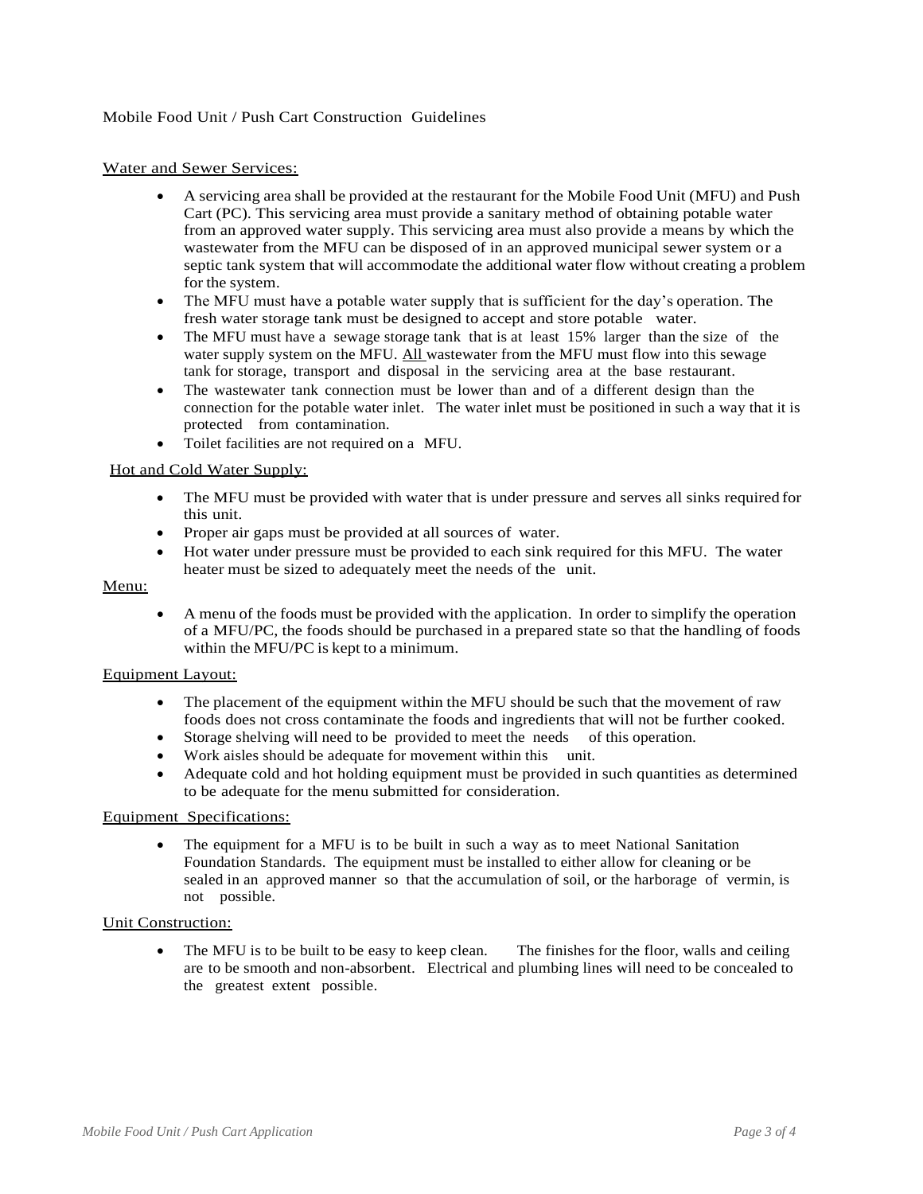Mobile Food Unit / Push Cart Construction Guidelines

Water and Sewer Services:

- A servicing area shall be provided at the restaurant for the Mobile Food Unit (MFU) and Push Cart (PC). This servicing area must provide a sanitary method of obtaining potable water from an approved water supply. This servicing area must also provide a means by which the wastewater from the MFU can be disposed of in an approved municipal sewer system or a septic tank system that will accommodate the additional water flow without creating a problem for the system.
- The MFU must have a potable water supply that is sufficient for the day's operation. The fresh water storage tank must be designed to accept and store potable water.
- The MFU must have a sewage storage tank that is at least 15% larger than the size of the water supply system on the MFU. All wastewater from the MFU must flow into this sewage tank for storage, transport and disposal in the servicing area at the base restaurant.
- The wastewater tank connection must be lower than and of a different design than the connection for the potable water inlet. The water inlet must be positioned in such a way that it is protected from contamination.
- Toilet facilities are not required on a MFU.

Hot and Cold Water Supply:

- The MFU must be provided with water that is under pressure and serves all sinks required for this unit.
- Proper air gaps must be provided at all sources of water.
- Hot water under pressure must be provided to each sink required for this MFU. The water heater must be sized to adequately meet the needs of the unit.

Menu:

- A menu of the foods must be provided with the application. In order to simplify the operation of a MFU/PC, the foods should be purchased in a prepared state so that the handling of foods within the MFU/PC is kept to a minimum.

Equipment Layout:

- The placement of the equipment within the MFU should be such that the movement of raw foods does not cross contaminate the foods and ingredients that will not be further cooked.
- Storage shelving will need to be provided to meet the needs of this operation.
- Work aisles should be adequate for movement within this unit.
- Adequate cold and hot holding equipment must be provided in such quantities as determined to be adequate for the menu submitted for consideration.

Equipment Specifications:

- The equipment for a MFU is to be built in such a way as to meet National Sanitation Foundation Standards. The equipment must be installed to either allow for cleaning or be sealed in an approved manner so that the accumulation of soil, or the harborage of vermin, is not possible.

Unit Construction:

- The MFU is to be built to be easy to keep clean. The finishes for the floor, walls and ceiling are to be smooth and non-absorbent. Electrical and plumbing lines will need to be concealed to the greatest extent possible.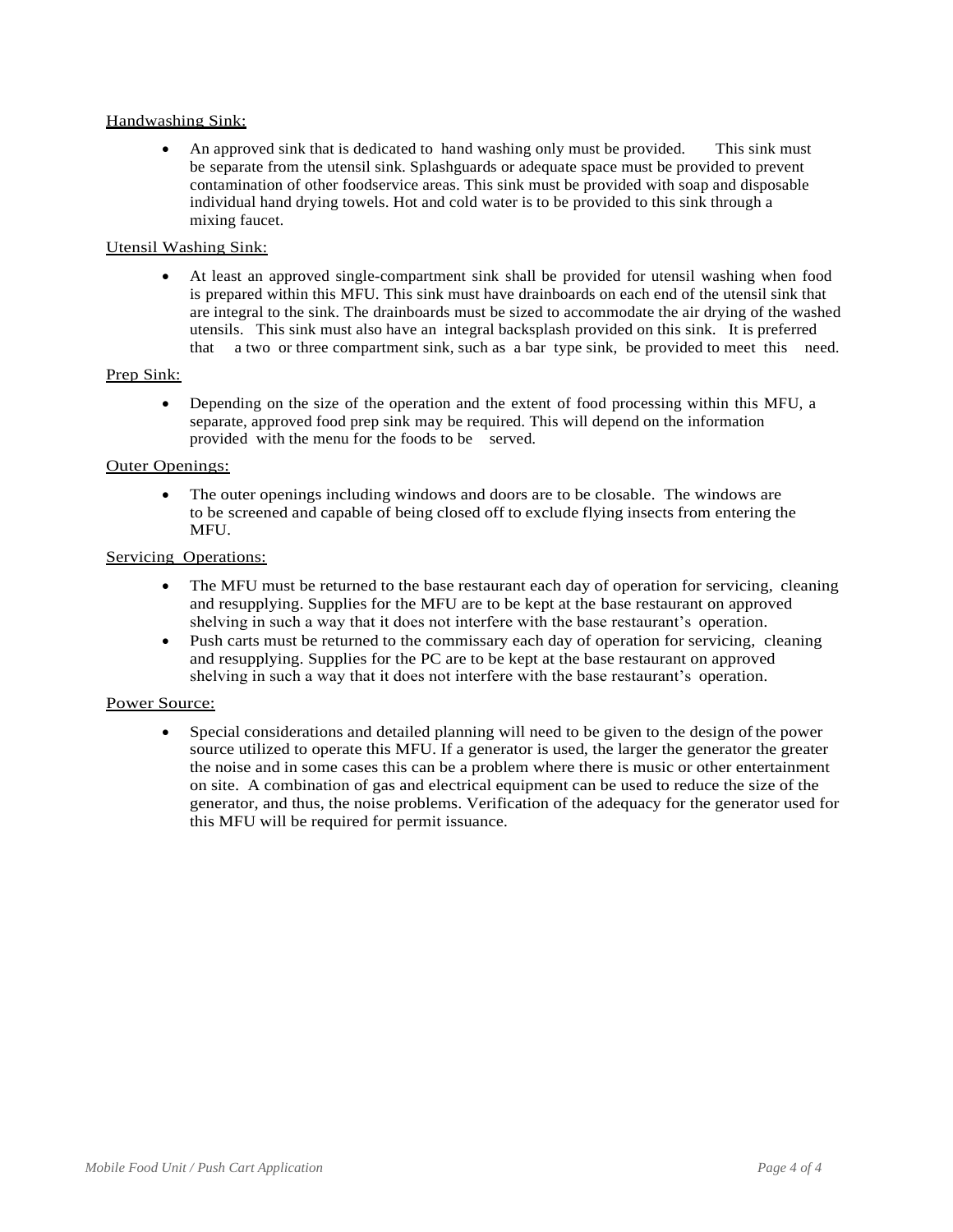Handwashing Sink:

- An approved sink that is dedicated to hand washing only must be provided. This sink must be separate from the utensil sink. Splashguards or adequate space must be provided to prevent contamination of other foodservice areas. This sink must be provided with soap and disposable individual hand drying towels. Hot and cold water is to be provided to this sink through a mixing faucet.

Utensil Washing Sink:

- At least an approved single-compartment sink shall be provided for utensil washing when food is prepared within this MFU. This sink must have drainboards on each end of the utensil sink that are integral to the sink. The drainboards must be sized to accommodate the air drying of the washed utensils. This sink must also have an integral backsplash provided on this sink. It is preferred that a two or three compartment sink, such as a bar type sink, be provided to meet this need.

Prep Sink:

- Depending on the size of the operation and the extent of food processing within this MFU, a separate, approved food prep sink may be required. This will depend on the information provided with the menu for the foods to be served.

Outer Openings:

- The outer openings including windows and doors are to be closable. The windows are to be screened and capable of being closed off to exclude flying insects from entering the MFU.

Servicing Operations:

- The MFU must be returned to the base restaurant each day of operation for servicing, cleaning and resupplying. Supplies for the MFU are to be kept at the base restaurant on approved shelving in such a way that it does not interfere with the base restaurant's operation.
- Push carts must be returned to the commissary each day of operation for servicing, cleaning and resupplying. Supplies for the PC are to be kept at the base restaurant on approved shelving in such a way that it does not interfere with the base restaurant's operation.

Power Source:

- Special considerations and detailed planning will need to be given to the design of the power source utilized to operate this MFU. If a generator is used, the larger the generator the greater the noise and in some cases this can be a problem where there is music or other entertainment on site. A combination of gas and electrical equipment can be used to reduce the size of the generator, and thus, the noise problems. Verification of the adequacy for the generator used for this MFU will be required for permit issuance.